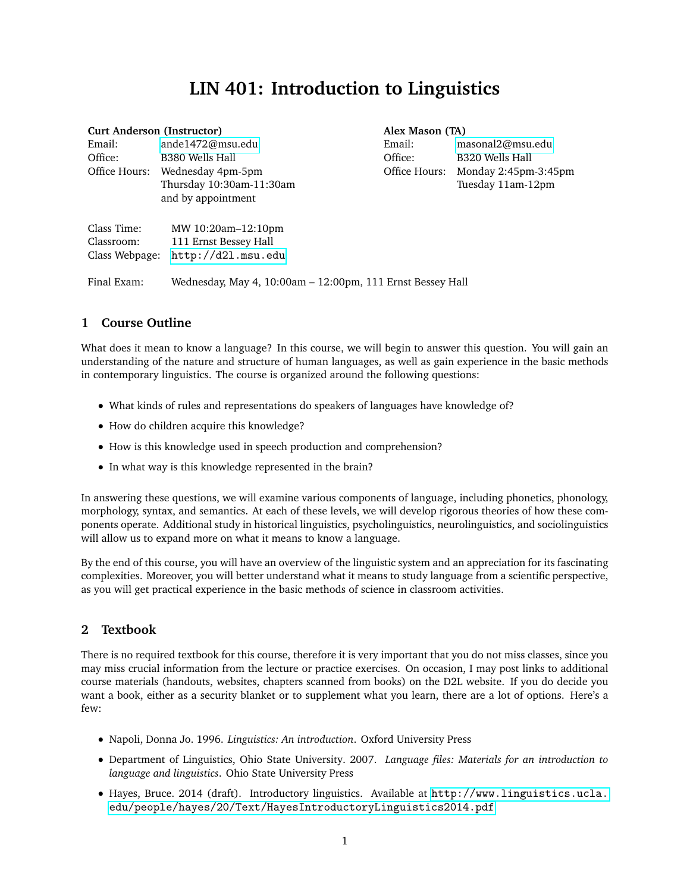# LIN 401: Introduction to Linguistics

**Curt Anderson (Instructor)**
Email: ande1472@msu.edu
Office: B380 Wells Hall
Office Hours: Wednesday 4pm-5pm
Thursday 10:30am-11:30am
and by appointment

**Alex Mason (TA)**
Email: masonal2@msu.edu
Office: B320 Wells Hall
Office Hours: Monday 2:45pm-3:45pm
Tuesday 11am-12pm

Class Time: MW 10:20am–12:10pm
Classroom: 111 Ernst Bessey Hall
Class Webpage: `http://d2l.msu.edu`

Final Exam: Wednesday, May 4, 10:00am – 12:00pm, 111 Ernst Bessey Hall

## 1 Course Outline

What does it mean to know a language? In this course, we will begin to answer this question. You will gain an understanding of the nature and structure of human languages, as well as gain experience in the basic methods in contemporary linguistics. The course is organized around the following questions:

- What kinds of rules and representations do speakers of languages have knowledge of?
- How do children acquire this knowledge?
- How is this knowledge used in speech production and comprehension?
- In what way is this knowledge represented in the brain?

In answering these questions, we will examine various components of language, including phonetics, phonology, morphology, syntax, and semantics. At each of these levels, we will develop rigorous theories of how these components operate. Additional study in historical linguistics, psycholinguistics, neurolinguistics, and sociolinguistics will allow us to expand more on what it means to know a language.

By the end of this course, you will have an overview of the linguistic system and an appreciation for its fascinating complexities. Moreover, you will better understand what it means to study language from a scientific perspective, as you will get practical experience in the basic methods of science in classroom activities.

## 2 Textbook

There is no required textbook for this course, therefore it is very important that you do not miss classes, since you may miss crucial information from the lecture or practice exercises. On occasion, I may post links to additional course materials (handouts, websites, chapters scanned from books) on the D2L website. If you do decide you want a book, either as a security blanket or to supplement what you learn, there are a lot of options. Here's a few:

- Napoli, Donna Jo. 1996. *Linguistics: An introduction*. Oxford University Press
- Department of Linguistics, Ohio State University. 2007. *Language files: Materials for an introduction to language and linguistics*. Ohio State University Press
- Hayes, Bruce. 2014 (draft). Introductory linguistics. Available at `http://www.linguistics.ucla.edu/people/hayes/20/Text/HayesIntroductoryLinguistics2014.pdf`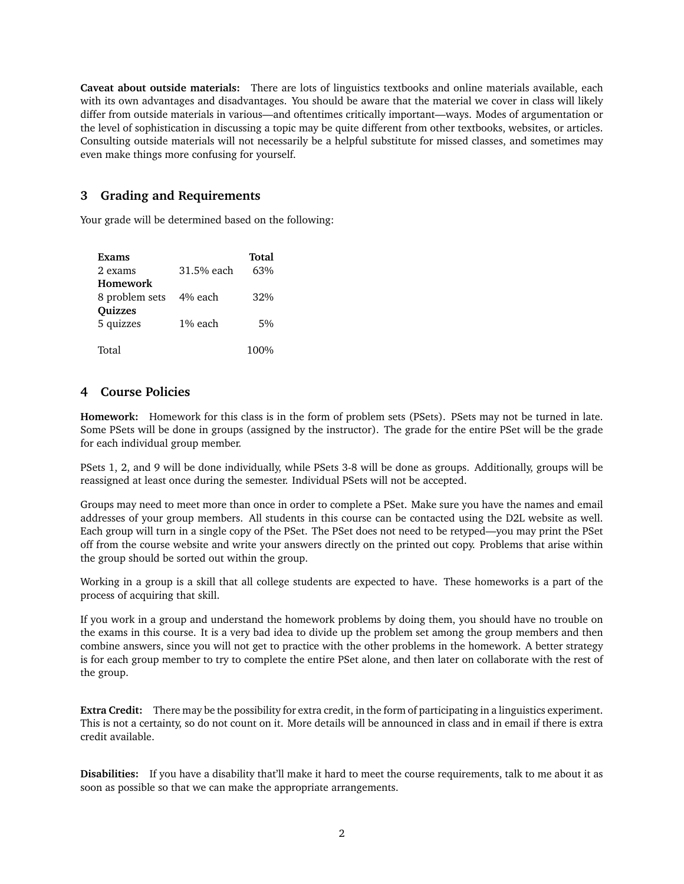**Caveat about outside materials:** There are lots of linguistics textbooks and online materials available, each with its own advantages and disadvantages. You should be aware that the material we cover in class will likely differ from outside materials in various—and oftentimes critically important—ways. Modes of argumentation or the level of sophistication in discussing a topic may be quite different from other textbooks, websites, or articles. Consulting outside materials will not necessarily be a helpful substitute for missed classes, and sometimes may even make things more confusing for yourself.

## 3 Grading and Requirements

Your grade will be determined based on the following:

| **Exams** | | **Total** |
|---|---|---|
| 2 exams | 31.5% each | 63% |
| **Homework** | | |
| 8 problem sets | 4% each | 32% |
| **Quizzes** | | |
| 5 quizzes | 1% each | 5% |
| Total | | 100% |

## 4 Course Policies

**Homework:** Homework for this class is in the form of problem sets (PSets). PSets may not be turned in late. Some PSets will be done in groups (assigned by the instructor). The grade for the entire PSet will be the grade for each individual group member.

PSets 1, 2, and 9 will be done individually, while PSets 3-8 will be done as groups. Additionally, groups will be reassigned at least once during the semester. Individual PSets will not be accepted.

Groups may need to meet more than once in order to complete a PSet. Make sure you have the names and email addresses of your group members. All students in this course can be contacted using the D2L website as well. Each group will turn in a single copy of the PSet. The PSet does not need to be retyped—you may print the PSet off from the course website and write your answers directly on the printed out copy. Problems that arise within the group should be sorted out within the group.

Working in a group is a skill that all college students are expected to have. These homeworks is a part of the process of acquiring that skill.

If you work in a group and understand the homework problems by doing them, you should have no trouble on the exams in this course. It is a very bad idea to divide up the problem set among the group members and then combine answers, since you will not get to practice with the other problems in the homework. A better strategy is for each group member to try to complete the entire PSet alone, and then later on collaborate with the rest of the group.

**Extra Credit:** There may be the possibility for extra credit, in the form of participating in a linguistics experiment. This is not a certainty, so do not count on it. More details will be announced in class and in email if there is extra credit available.

**Disabilities:** If you have a disability that'll make it hard to meet the course requirements, talk to me about it as soon as possible so that we can make the appropriate arrangements.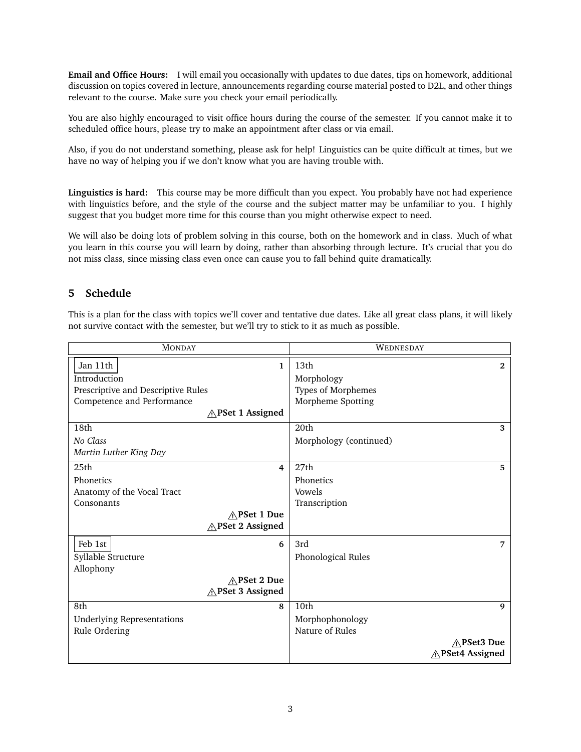**Email and Office Hours:** I will email you occasionally with updates to due dates, tips on homework, additional discussion on topics covered in lecture, announcements regarding course material posted to D2L, and other things relevant to the course. Make sure you check your email periodically.

You are also highly encouraged to visit office hours during the course of the semester. If you cannot make it to scheduled office hours, please try to make an appointment after class or via email.

Also, if you do not understand something, please ask for help! Linguistics can be quite difficult at times, but we have no way of helping you if we don't know what you are having trouble with.

**Linguistics is hard:** This course may be more difficult than you expect. You probably have not had experience with linguistics before, and the style of the course and the subject matter may be unfamiliar to you. I highly suggest that you budget more time for this course than you might otherwise expect to need.

We will also be doing lots of problem solving in this course, both on the homework and in class. Much of what you learn in this course you will learn by doing, rather than absorbing through lecture. It's crucial that you do not miss class, since missing class even once can cause you to fall behind quite dramatically.

## 5 Schedule

This is a plan for the class with topics we'll cover and tentative due dates. Like all great class plans, it will likely not survive contact with the semester, but we'll try to stick to it as much as possible.

| MONDAY | WEDNESDAY |
| --- | --- |
| Jan 11th **1**<br>Introduction<br>Prescriptive and Descriptive Rules<br>Competence and Performance<br>⚠**PSet 1 Assigned** | 13th **2**<br>Morphology<br>Types of Morphemes<br>Morpheme Spotting |
| 18th<br>*No Class*<br>*Martin Luther King Day* | 20th **3**<br>Morphology (continued) |
| 25th **4**<br>Phonetics<br>Anatomy of the Vocal Tract<br>Consonants<br>⚠**PSet 1 Due**<br>⚠**PSet 2 Assigned** | 27th **5**<br>Phonetics<br>Vowels<br>Transcription |
| Feb 1st **6**<br>Syllable Structure<br>Allophony<br>⚠**PSet 2 Due**<br>⚠**PSet 3 Assigned** | 3rd **7**<br>Phonological Rules |
| 8th **8**<br>Underlying Representations<br>Rule Ordering | 10th **9**<br>Morphophonology<br>Nature of Rules<br>⚠**PSet3 Due**<br>⚠**PSet4 Assigned** |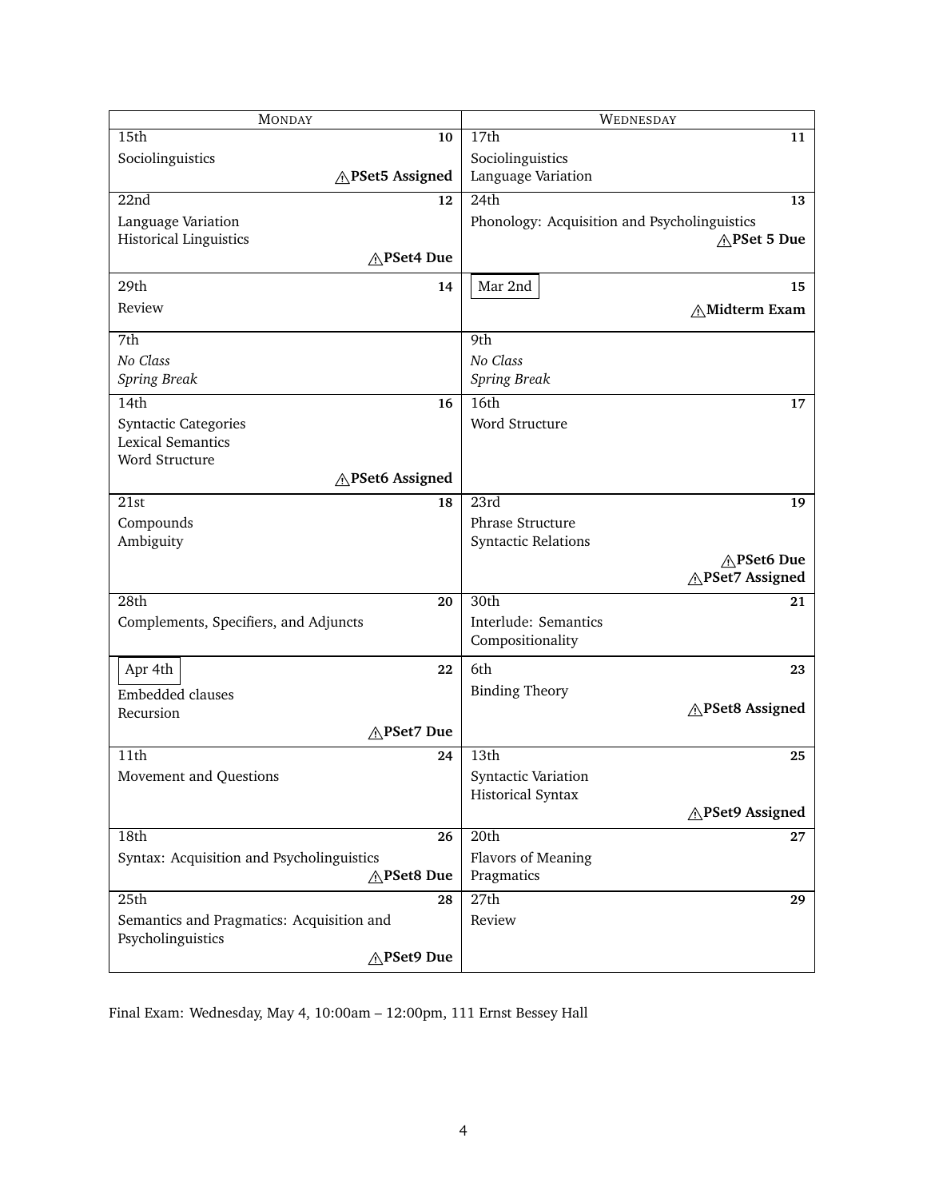| MONDAY | WEDNESDAY |
|---|---|
| 15th **10**<br>Sociolinguistics<br>⚠**PSet5 Assigned** | 17th **11**<br>Sociolinguistics<br>Language Variation |
| 22nd **12**<br>Language Variation<br>Historical Linguistics<br>⚠**PSet4 Due** | 24th **13**<br>Phonology: Acquisition and Psycholinguistics<br>⚠**PSet 5 Due** |
| 29th **14**<br>Review | Mar 2nd **15**<br>⚠**Midterm Exam** |
| 7th<br>*No Class*<br>*Spring Break* | 9th<br>*No Class*<br>*Spring Break* |
| 14th **16**<br>Syntactic Categories<br>Lexical Semantics<br>Word Structure<br>⚠**PSet6 Assigned** | 16th **17**<br>Word Structure |
| 21st **18**<br>Compounds<br>Ambiguity | 23rd **19**<br>Phrase Structure<br>Syntactic Relations<br>⚠**PSet6 Due**<br>⚠**PSet7 Assigned** |
| 28th **20**<br>Complements, Specifiers, and Adjuncts | 30th **21**<br>Interlude: Semantics<br>Compositionality |
| Apr 4th **22**<br>Embedded clauses<br>Recursion<br>⚠**PSet7 Due** | 6th **23**<br>Binding Theory<br>⚠**PSet8 Assigned** |
| 11th **24**<br>Movement and Questions | 13th **25**<br>Syntactic Variation<br>Historical Syntax<br>⚠**PSet9 Assigned** |
| 18th **26**<br>Syntax: Acquisition and Psycholinguistics<br>⚠**PSet8 Due** | 20th **27**<br>Flavors of Meaning<br>Pragmatics |
| 25th **28**<br>Semantics and Pragmatics: Acquisition and Psycholinguistics<br>⚠**PSet9 Due** | 27th **29**<br>Review |

Final Exam: Wednesday, May 4, 10:00am – 12:00pm, 111 Ernst Bessey Hall